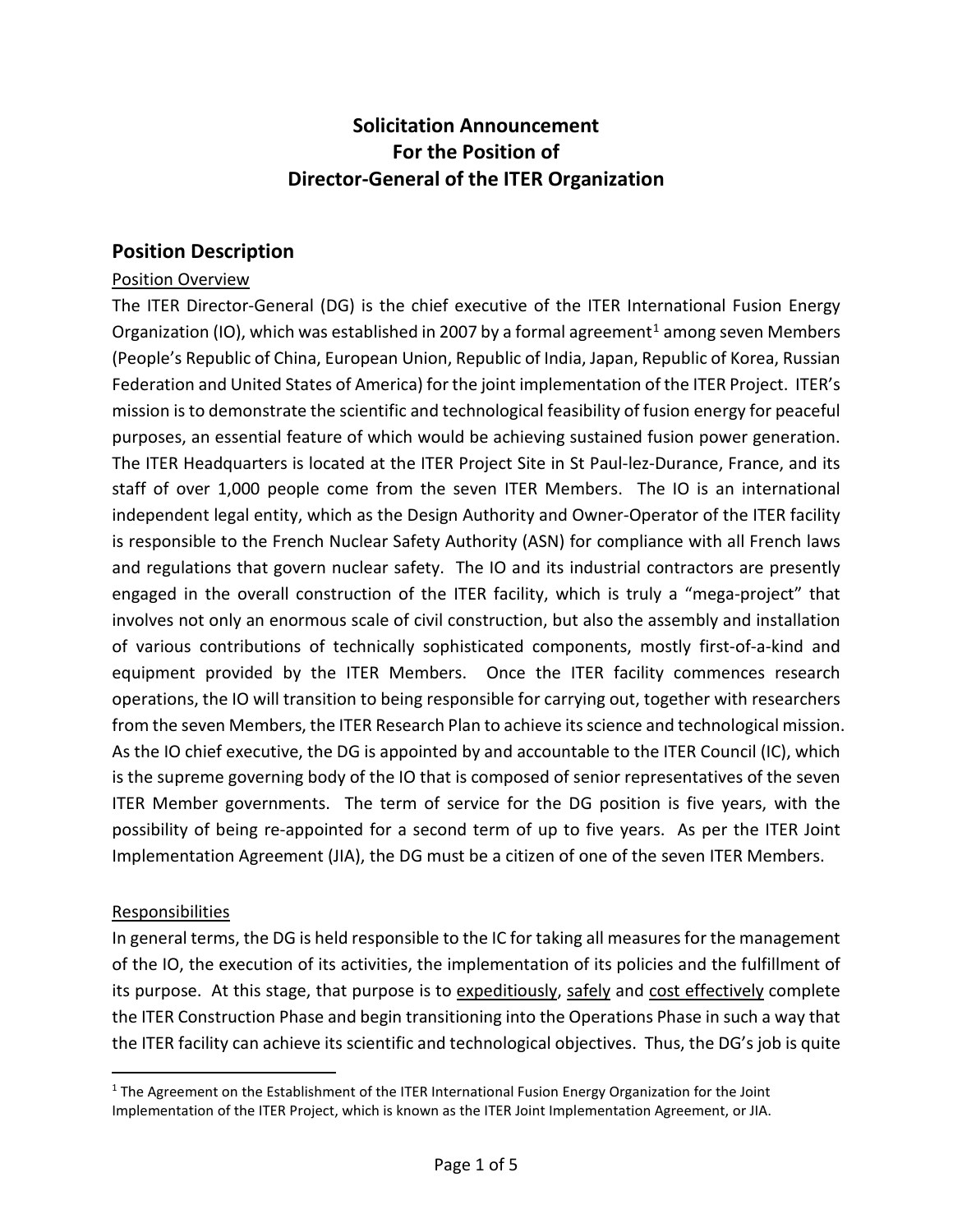# Solicitation Announcement
# For the Position of
# Director-General of the ITER Organization

## Position Description

Position Overview

The ITER Director-General (DG) is the chief executive of the ITER International Fusion Energy Organization (IO), which was established in 2007 by a formal agreement[1] among seven Members (People's Republic of China, European Union, Republic of India, Japan, Republic of Korea, Russian Federation and United States of America) for the joint implementation of the ITER Project. ITER's mission is to demonstrate the scientific and technological feasibility of fusion energy for peaceful purposes, an essential feature of which would be achieving sustained fusion power generation. The ITER Headquarters is located at the ITER Project Site in St Paul-lez-Durance, France, and its staff of over 1,000 people come from the seven ITER Members. The IO is an international independent legal entity, which as the Design Authority and Owner-Operator of the ITER facility is responsible to the French Nuclear Safety Authority (ASN) for compliance with all French laws and regulations that govern nuclear safety. The IO and its industrial contractors are presently engaged in the overall construction of the ITER facility, which is truly a "mega-project" that involves not only an enormous scale of civil construction, but also the assembly and installation of various contributions of technically sophisticated components, mostly first-of-a-kind and equipment provided by the ITER Members. Once the ITER facility commences research operations, the IO will transition to being responsible for carrying out, together with researchers from the seven Members, the ITER Research Plan to achieve its science and technological mission. As the IO chief executive, the DG is appointed by and accountable to the ITER Council (IC), which is the supreme governing body of the IO that is composed of senior representatives of the seven ITER Member governments. The term of service for the DG position is five years, with the possibility of being re-appointed for a second term of up to five years. As per the ITER Joint Implementation Agreement (JIA), the DG must be a citizen of one of the seven ITER Members.

Responsibilities

In general terms, the DG is held responsible to the IC for taking all measures for the management of the IO, the execution of its activities, the implementation of its policies and the fulfillment of its purpose. At this stage, that purpose is to expeditiously, safely and cost effectively complete the ITER Construction Phase and begin transitioning into the Operations Phase in such a way that the ITER facility can achieve its scientific and technological objectives. Thus, the DG's job is quite

[1] The Agreement on the Establishment of the ITER International Fusion Energy Organization for the Joint Implementation of the ITER Project, which is known as the ITER Joint Implementation Agreement, or JIA.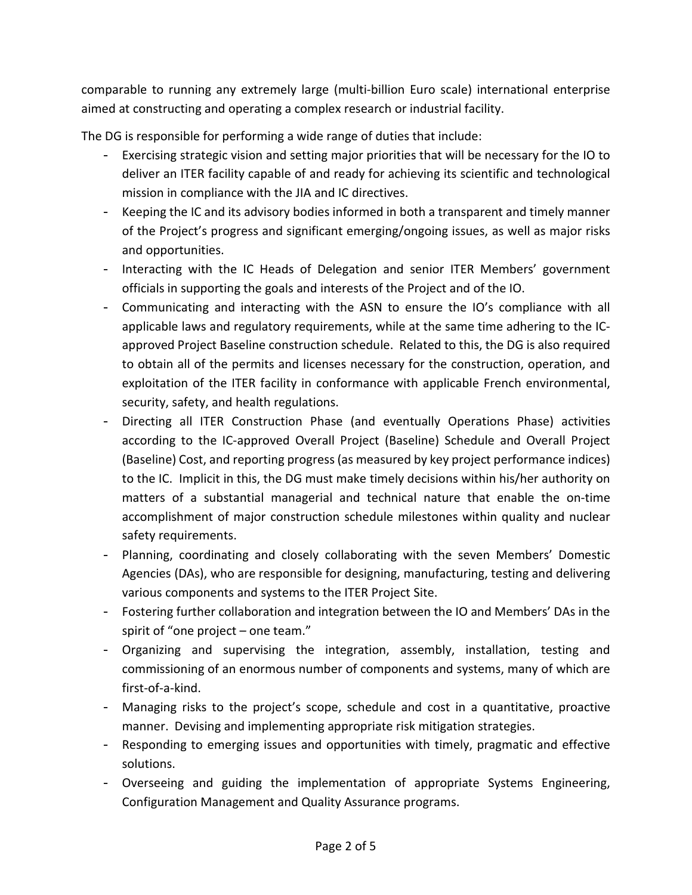comparable to running any extremely large (multi-billion Euro scale) international enterprise aimed at constructing and operating a complex research or industrial facility.

The DG is responsible for performing a wide range of duties that include:

- Exercising strategic vision and setting major priorities that will be necessary for the IO to deliver an ITER facility capable of and ready for achieving its scientific and technological mission in compliance with the JIA and IC directives.
- Keeping the IC and its advisory bodies informed in both a transparent and timely manner of the Project's progress and significant emerging/ongoing issues, as well as major risks and opportunities.
- Interacting with the IC Heads of Delegation and senior ITER Members' government officials in supporting the goals and interests of the Project and of the IO.
- Communicating and interacting with the ASN to ensure the IO's compliance with all applicable laws and regulatory requirements, while at the same time adhering to the IC-approved Project Baseline construction schedule. Related to this, the DG is also required to obtain all of the permits and licenses necessary for the construction, operation, and exploitation of the ITER facility in conformance with applicable French environmental, security, safety, and health regulations.
- Directing all ITER Construction Phase (and eventually Operations Phase) activities according to the IC-approved Overall Project (Baseline) Schedule and Overall Project (Baseline) Cost, and reporting progress (as measured by key project performance indices) to the IC. Implicit in this, the DG must make timely decisions within his/her authority on matters of a substantial managerial and technical nature that enable the on-time accomplishment of major construction schedule milestones within quality and nuclear safety requirements.
- Planning, coordinating and closely collaborating with the seven Members' Domestic Agencies (DAs), who are responsible for designing, manufacturing, testing and delivering various components and systems to the ITER Project Site.
- Fostering further collaboration and integration between the IO and Members' DAs in the spirit of "one project – one team."
- Organizing and supervising the integration, assembly, installation, testing and commissioning of an enormous number of components and systems, many of which are first-of-a-kind.
- Managing risks to the project's scope, schedule and cost in a quantitative, proactive manner. Devising and implementing appropriate risk mitigation strategies.
- Responding to emerging issues and opportunities with timely, pragmatic and effective solutions.
- Overseeing and guiding the implementation of appropriate Systems Engineering, Configuration Management and Quality Assurance programs.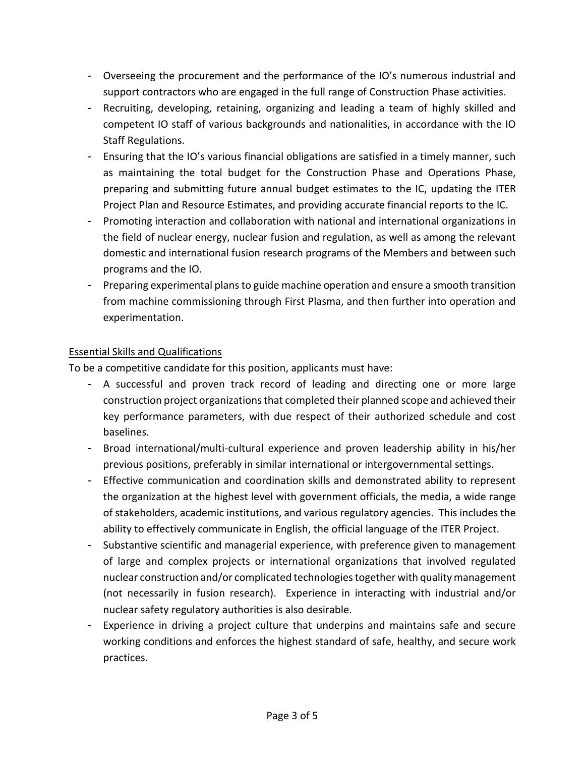- Overseeing the procurement and the performance of the IO's numerous industrial and support contractors who are engaged in the full range of Construction Phase activities.
- Recruiting, developing, retaining, organizing and leading a team of highly skilled and competent IO staff of various backgrounds and nationalities, in accordance with the IO Staff Regulations.
- Ensuring that the IO's various financial obligations are satisfied in a timely manner, such as maintaining the total budget for the Construction Phase and Operations Phase, preparing and submitting future annual budget estimates to the IC, updating the ITER Project Plan and Resource Estimates, and providing accurate financial reports to the IC.
- Promoting interaction and collaboration with national and international organizations in the field of nuclear energy, nuclear fusion and regulation, as well as among the relevant domestic and international fusion research programs of the Members and between such programs and the IO.
- Preparing experimental plans to guide machine operation and ensure a smooth transition from machine commissioning through First Plasma, and then further into operation and experimentation.

Essential Skills and Qualifications

To be a competitive candidate for this position, applicants must have:

- A successful and proven track record of leading and directing one or more large construction project organizations that completed their planned scope and achieved their key performance parameters, with due respect of their authorized schedule and cost baselines.
- Broad international/multi-cultural experience and proven leadership ability in his/her previous positions, preferably in similar international or intergovernmental settings.
- Effective communication and coordination skills and demonstrated ability to represent the organization at the highest level with government officials, the media, a wide range of stakeholders, academic institutions, and various regulatory agencies. This includes the ability to effectively communicate in English, the official language of the ITER Project.
- Substantive scientific and managerial experience, with preference given to management of large and complex projects or international organizations that involved regulated nuclear construction and/or complicated technologies together with quality management (not necessarily in fusion research). Experience in interacting with industrial and/or nuclear safety regulatory authorities is also desirable.
- Experience in driving a project culture that underpins and maintains safe and secure working conditions and enforces the highest standard of safe, healthy, and secure work practices.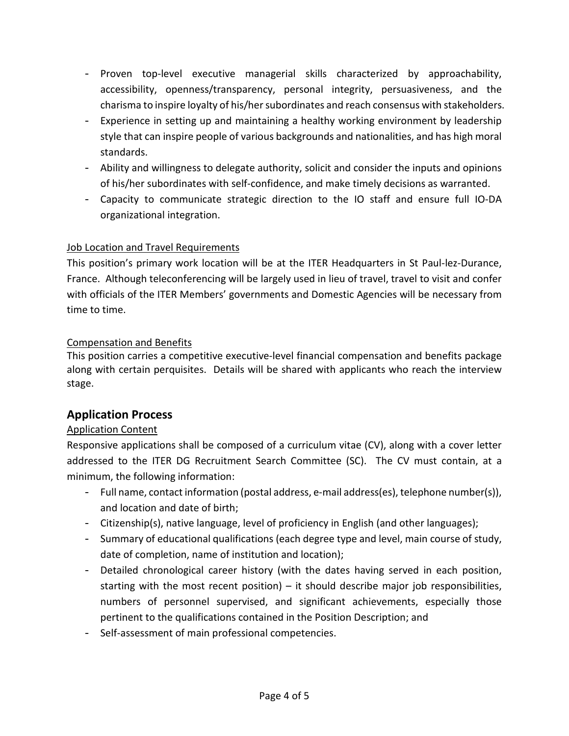- Proven top-level executive managerial skills characterized by approachability, accessibility, openness/transparency, personal integrity, persuasiveness, and the charisma to inspire loyalty of his/her subordinates and reach consensus with stakeholders.
- Experience in setting up and maintaining a healthy working environment by leadership style that can inspire people of various backgrounds and nationalities, and has high moral standards.
- Ability and willingness to delegate authority, solicit and consider the inputs and opinions of his/her subordinates with self-confidence, and make timely decisions as warranted.
- Capacity to communicate strategic direction to the IO staff and ensure full IO-DA organizational integration.

<u>Job Location and Travel Requirements</u>

This position's primary work location will be at the ITER Headquarters in St Paul-lez-Durance, France. Although teleconferencing will be largely used in lieu of travel, travel to visit and confer with officials of the ITER Members' governments and Domestic Agencies will be necessary from time to time.

<u>Compensation and Benefits</u>

This position carries a competitive executive-level financial compensation and benefits package along with certain perquisites. Details will be shared with applicants who reach the interview stage.

## Application Process

<u>Application Content</u>

Responsive applications shall be composed of a curriculum vitae (CV), along with a cover letter addressed to the ITER DG Recruitment Search Committee (SC). The CV must contain, at a minimum, the following information:

- Full name, contact information (postal address, e-mail address(es), telephone number(s)), and location and date of birth;
- Citizenship(s), native language, level of proficiency in English (and other languages);
- Summary of educational qualifications (each degree type and level, main course of study, date of completion, name of institution and location);
- Detailed chronological career history (with the dates having served in each position, starting with the most recent position) – it should describe major job responsibilities, numbers of personnel supervised, and significant achievements, especially those pertinent to the qualifications contained in the Position Description; and
- Self-assessment of main professional competencies.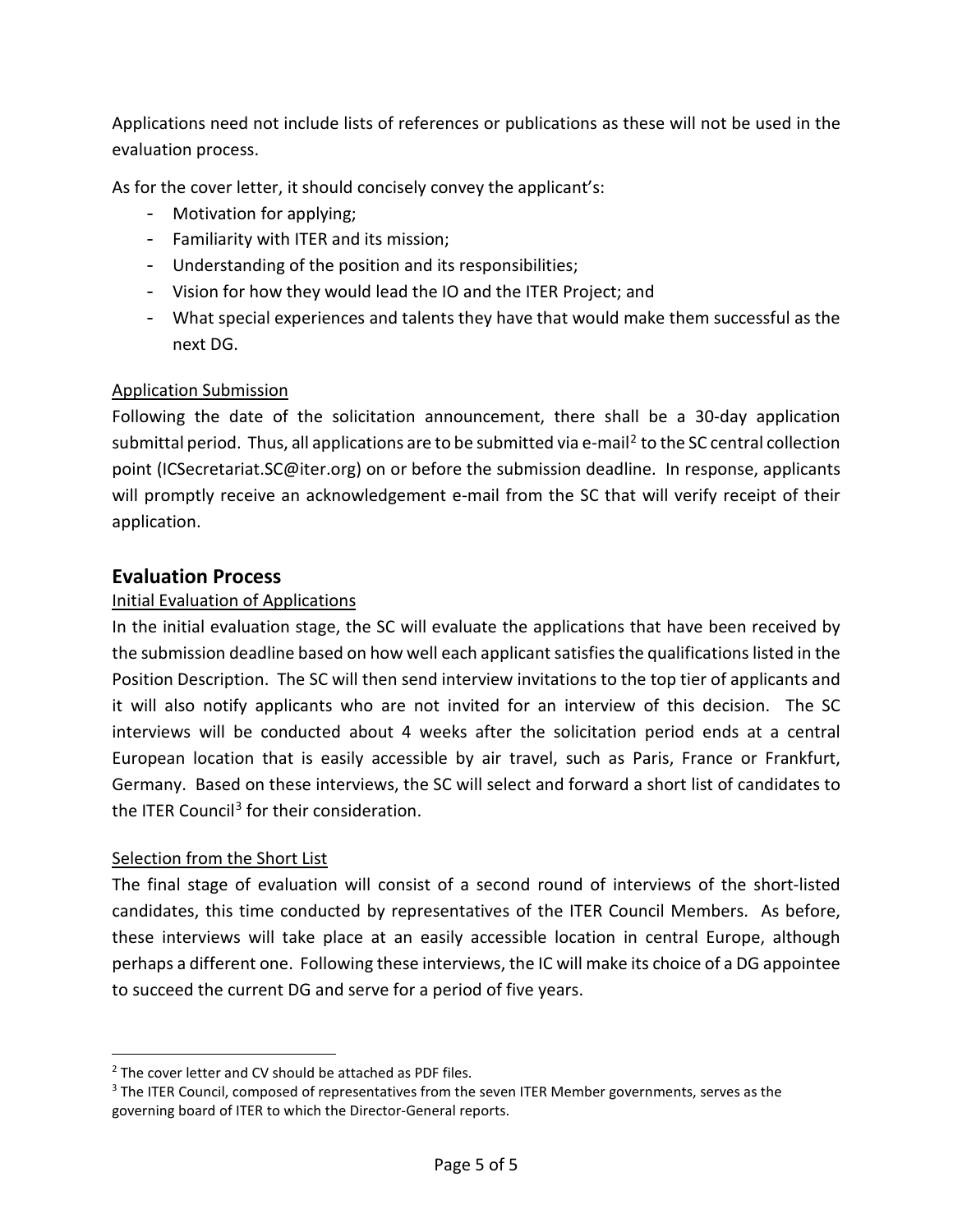Applications need not include lists of references or publications as these will not be used in the evaluation process.

As for the cover letter, it should concisely convey the applicant's:

- Motivation for applying;
- Familiarity with ITER and its mission;
- Understanding of the position and its responsibilities;
- Vision for how they would lead the IO and the ITER Project; and
- What special experiences and talents they have that would make them successful as the next DG.

<u>Application Submission</u>

Following the date of the solicitation announcement, there shall be a 30-day application submittal period. Thus, all applications are to be submitted via e-mail[2] to the SC central collection point (ICSecretariat.SC@iter.org) on or before the submission deadline. In response, applicants will promptly receive an acknowledgement e-mail from the SC that will verify receipt of their application.

## Evaluation Process

<u>Initial Evaluation of Applications</u>

In the initial evaluation stage, the SC will evaluate the applications that have been received by the submission deadline based on how well each applicant satisfies the qualifications listed in the Position Description. The SC will then send interview invitations to the top tier of applicants and it will also notify applicants who are not invited for an interview of this decision. The SC interviews will be conducted about 4 weeks after the solicitation period ends at a central European location that is easily accessible by air travel, such as Paris, France or Frankfurt, Germany. Based on these interviews, the SC will select and forward a short list of candidates to the ITER Council[3] for their consideration.

<u>Selection from the Short List</u>

The final stage of evaluation will consist of a second round of interviews of the short-listed candidates, this time conducted by representatives of the ITER Council Members. As before, these interviews will take place at an easily accessible location in central Europe, although perhaps a different one. Following these interviews, the IC will make its choice of a DG appointee to succeed the current DG and serve for a period of five years.

---

[2] The cover letter and CV should be attached as PDF files.

[3] The ITER Council, composed of representatives from the seven ITER Member governments, serves as the governing board of ITER to which the Director-General reports.